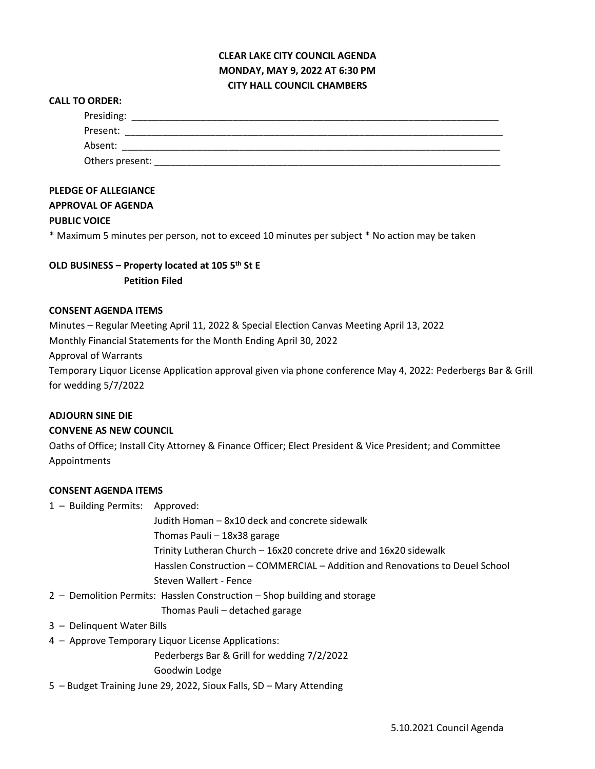# CLEAR LAKE CITY COUNCIL AGENDA
## MONDAY, MAY 9, 2022 AT 6:30 PM
## CITY HALL COUNCIL CHAMBERS

**CALL TO ORDER:**

Presiding: ________________________________________________________________________

Present: __________________________________________________________________________

Absent: __________________________________________________________________________

Others present: ____________________________________________________________________

**PLEDGE OF ALLEGIANCE**

**APPROVAL OF AGENDA**

**PUBLIC VOICE**

* Maximum 5 minutes per person, not to exceed 10 minutes per subject * No action may be taken

**OLD BUSINESS – Property located at 105 5th St E**
**Petition Filed**

**CONSENT AGENDA ITEMS**

Minutes – Regular Meeting April 11, 2022 & Special Election Canvas Meeting April 13, 2022

Monthly Financial Statements for the Month Ending April 30, 2022

Approval of Warrants

Temporary Liquor License Application approval given via phone conference May 4, 2022: Pederbergs Bar & Grill for wedding 5/7/2022

**ADJOURN SINE DIE**

**CONVENE AS NEW COUNCIL**

Oaths of Office; Install City Attorney & Finance Officer; Elect President & Vice President; and Committee Appointments

**CONSENT AGENDA ITEMS**

1 – Building Permits: Approved:
- Judith Homan – 8x10 deck and concrete sidewalk
- Thomas Pauli – 18x38 garage
- Trinity Lutheran Church – 16x20 concrete drive and 16x20 sidewalk
- Hasslen Construction – COMMERCIAL – Addition and Renovations to Deuel School
- Steven Wallert - Fence

2 – Demolition Permits: Hasslen Construction – Shop building and storage
- Thomas Pauli – detached garage

3 – Delinquent Water Bills

4 – Approve Temporary Liquor License Applications:
- Pederbergs Bar & Grill for wedding 7/2/2022
- Goodwin Lodge

5 – Budget Training June 29, 2022, Sioux Falls, SD – Mary Attending

5.10.2021 Council Agenda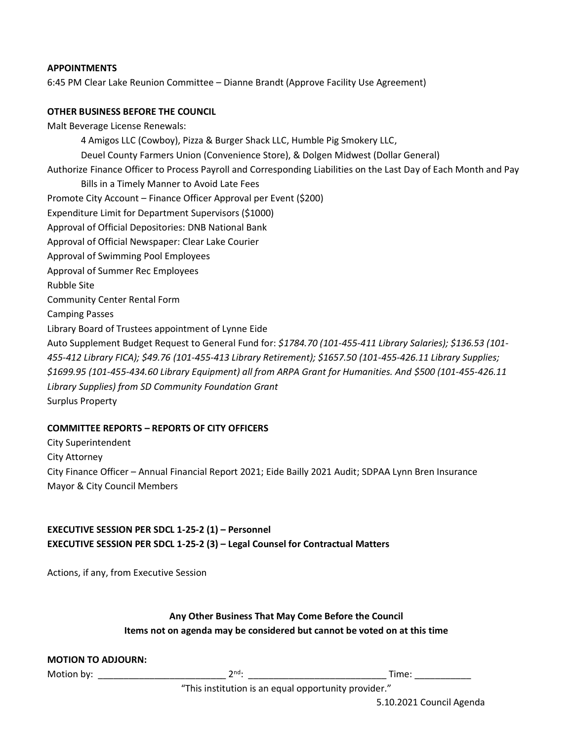**APPOINTMENTS**

6:45 PM Clear Lake Reunion Committee – Dianne Brandt (Approve Facility Use Agreement)

**OTHER BUSINESS BEFORE THE COUNCIL**

Malt Beverage License Renewals:

4 Amigos LLC (Cowboy), Pizza & Burger Shack LLC, Humble Pig Smokery LLC,
Deuel County Farmers Union (Convenience Store), & Dolgen Midwest (Dollar General)

Authorize Finance Officer to Process Payroll and Corresponding Liabilities on the Last Day of Each Month and Pay Bills in a Timely Manner to Avoid Late Fees

Promote City Account – Finance Officer Approval per Event ($200)

Expenditure Limit for Department Supervisors ($1000)

Approval of Official Depositories: DNB National Bank

Approval of Official Newspaper: Clear Lake Courier

Approval of Swimming Pool Employees

Approval of Summer Rec Employees

Rubble Site

Community Center Rental Form

Camping Passes

Library Board of Trustees appointment of Lynne Eide

Auto Supplement Budget Request to General Fund for: *$1784.70 (101-455-411 Library Salaries); $136.53 (101-455-412 Library FICA); $49.76 (101-455-413 Library Retirement); $1657.50 (101-455-426.11 Library Supplies; $1699.95 (101-455-434.60 Library Equipment) all from ARPA Grant for Humanities. And $500 (101-455-426.11 Library Supplies) from SD Community Foundation Grant*

Surplus Property

**COMMITTEE REPORTS – REPORTS OF CITY OFFICERS**

City Superintendent

City Attorney

City Finance Officer – Annual Financial Report 2021; Eide Bailly 2021 Audit; SDPAA Lynn Bren Insurance

Mayor & City Council Members

**EXECUTIVE SESSION PER SDCL 1-25-2 (1) – Personnel**

**EXECUTIVE SESSION PER SDCL 1-25-2 (3) – Legal Counsel for Contractual Matters**

Actions, if any, from Executive Session

**Any Other Business That May Come Before the Council**

**Items not on agenda may be considered but cannot be voted on at this time**

**MOTION TO ADJOURN:**

Motion by: ________________________ 2nd: __________________________ Time: ___________

"This institution is an equal opportunity provider."

5.10.2021 Council Agenda